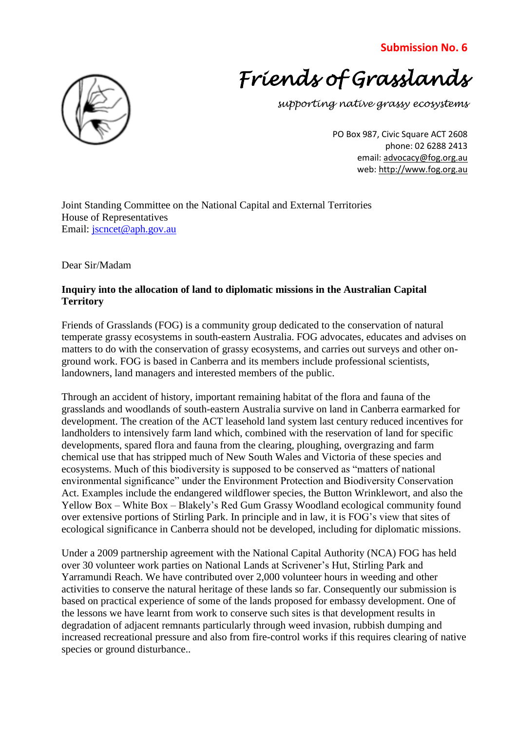**Submission No. 6**

# *Friends of Grasslands*

*supporting native grassy ecosystems*

PO Box 987, Civic Square ACT 2608
phone: 02 6288 2413
email: advocacy@fog.org.au
web: http://www.fog.org.au

Joint Standing Committee on the National Capital and External Territories
House of Representatives
Email: jscncet@aph.gov.au

Dear Sir/Madam

**Inquiry into the allocation of land to diplomatic missions in the Australian Capital Territory**

Friends of Grasslands (FOG) is a community group dedicated to the conservation of natural temperate grassy ecosystems in south-eastern Australia. FOG advocates, educates and advises on matters to do with the conservation of grassy ecosystems, and carries out surveys and other on-ground work. FOG is based in Canberra and its members include professional scientists, landowners, land managers and interested members of the public.

Through an accident of history, important remaining habitat of the flora and fauna of the grasslands and woodlands of south-eastern Australia survive on land in Canberra earmarked for development. The creation of the ACT leasehold land system last century reduced incentives for landholders to intensively farm land which, combined with the reservation of land for specific developments, spared flora and fauna from the clearing, ploughing, overgrazing and farm chemical use that has stripped much of New South Wales and Victoria of these species and ecosystems. Much of this biodiversity is supposed to be conserved as "matters of national environmental significance" under the Environment Protection and Biodiversity Conservation Act. Examples include the endangered wildflower species, the Button Wrinklewort, and also the Yellow Box – White Box – Blakely's Red Gum Grassy Woodland ecological community found over extensive portions of Stirling Park. In principle and in law, it is FOG's view that sites of ecological significance in Canberra should not be developed, including for diplomatic missions.

Under a 2009 partnership agreement with the National Capital Authority (NCA) FOG has held over 30 volunteer work parties on National Lands at Scrivener's Hut, Stirling Park and Yarramundi Reach. We have contributed over 2,000 volunteer hours in weeding and other activities to conserve the natural heritage of these lands so far. Consequently our submission is based on practical experience of some of the lands proposed for embassy development. One of the lessons we have learnt from work to conserve such sites is that development results in degradation of adjacent remnants particularly through weed invasion, rubbish dumping and increased recreational pressure and also from fire-control works if this requires clearing of native species or ground disturbance..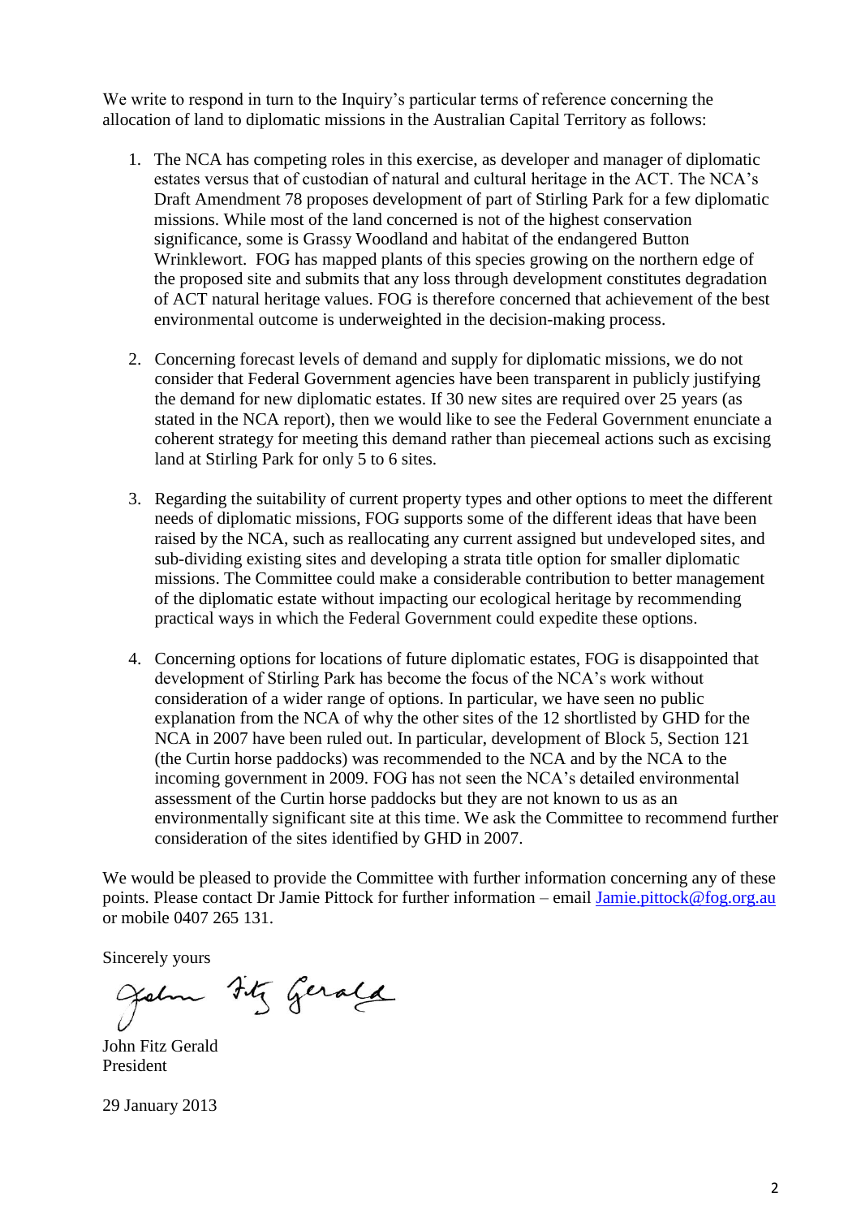We write to respond in turn to the Inquiry's particular terms of reference concerning the allocation of land to diplomatic missions in the Australian Capital Territory as follows:

1. The NCA has competing roles in this exercise, as developer and manager of diplomatic estates versus that of custodian of natural and cultural heritage in the ACT. The NCA's Draft Amendment 78 proposes development of part of Stirling Park for a few diplomatic missions. While most of the land concerned is not of the highest conservation significance, some is Grassy Woodland and habitat of the endangered Button Wrinklewort. FOG has mapped plants of this species growing on the northern edge of the proposed site and submits that any loss through development constitutes degradation of ACT natural heritage values. FOG is therefore concerned that achievement of the best environmental outcome is underweighted in the decision-making process.

2. Concerning forecast levels of demand and supply for diplomatic missions, we do not consider that Federal Government agencies have been transparent in publicly justifying the demand for new diplomatic estates. If 30 new sites are required over 25 years (as stated in the NCA report), then we would like to see the Federal Government enunciate a coherent strategy for meeting this demand rather than piecemeal actions such as excising land at Stirling Park for only 5 to 6 sites.

3. Regarding the suitability of current property types and other options to meet the different needs of diplomatic missions, FOG supports some of the different ideas that have been raised by the NCA, such as reallocating any current assigned but undeveloped sites, and sub-dividing existing sites and developing a strata title option for smaller diplomatic missions. The Committee could make a considerable contribution to better management of the diplomatic estate without impacting our ecological heritage by recommending practical ways in which the Federal Government could expedite these options.

4. Concerning options for locations of future diplomatic estates, FOG is disappointed that development of Stirling Park has become the focus of the NCA's work without consideration of a wider range of options. In particular, we have seen no public explanation from the NCA of why the other sites of the 12 shortlisted by GHD for the NCA in 2007 have been ruled out. In particular, development of Block 5, Section 121 (the Curtin horse paddocks) was recommended to the NCA and by the NCA to the incoming government in 2009. FOG has not seen the NCA's detailed environmental assessment of the Curtin horse paddocks but they are not known to us as an environmentally significant site at this time. We ask the Committee to recommend further consideration of the sites identified by GHD in 2007.

We would be pleased to provide the Committee with further information concerning any of these points. Please contact Dr Jamie Pittock for further information – email Jamie.pittock@fog.org.au or mobile 0407 265 131.

Sincerely yours

John Fitz Gerald

John Fitz Gerald
President

29 January 2013